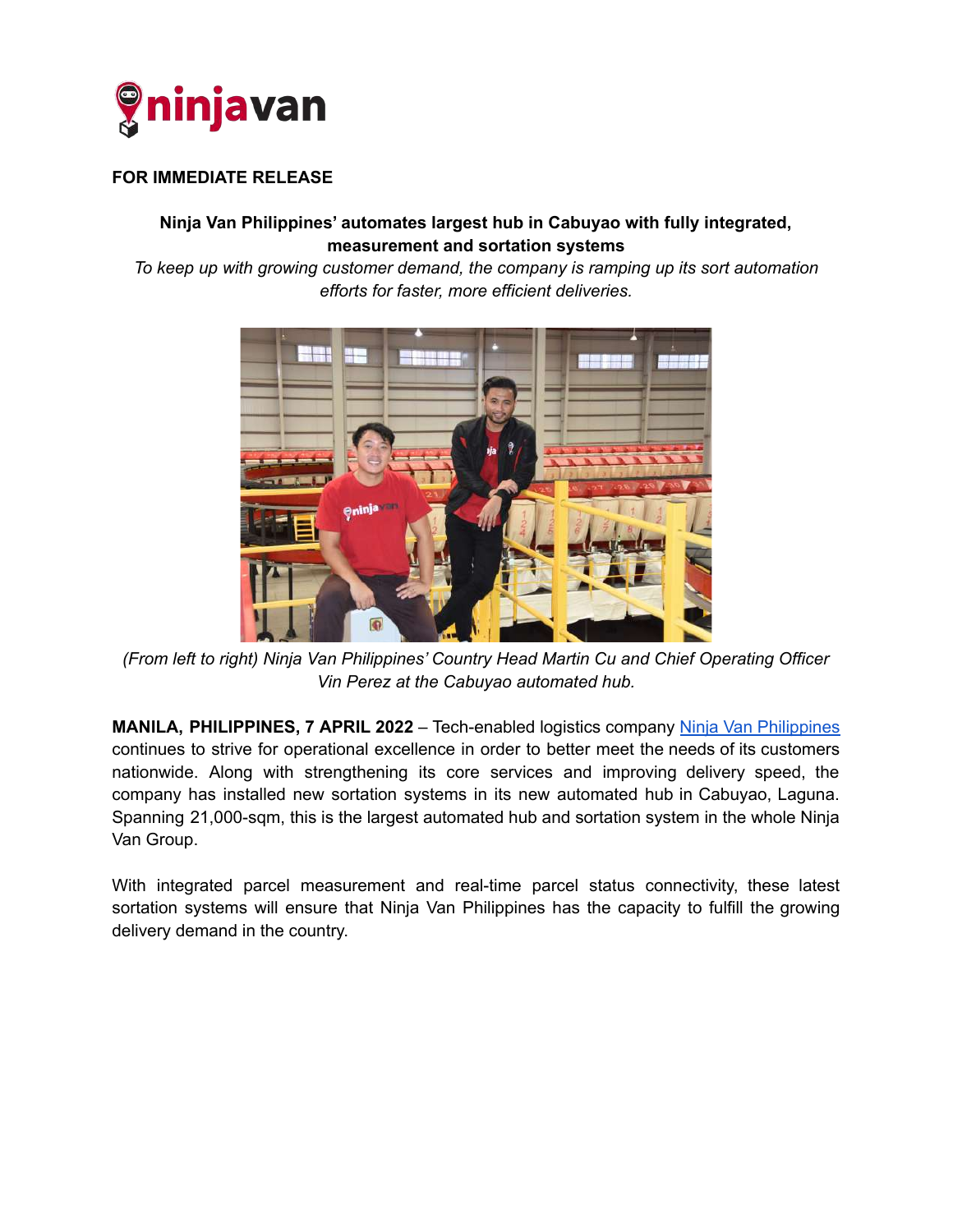**FOR IMMEDIATE RELEASE**

**Ninja Van Philippines' automates largest hub in Cabuyao with fully integrated, measurement and sortation systems**

*To keep up with growing customer demand, the company is ramping up its sort automation efforts for faster, more efficient deliveries.*

*(From left to right) Ninja Van Philippines' Country Head Martin Cu and Chief Operating Officer Vin Perez at the Cabuyao automated hub.*

**MANILA, PHILIPPINES, 7 APRIL 2022** – Tech-enabled logistics company Ninja Van Philippines continues to strive for operational excellence in order to better meet the needs of its customers nationwide. Along with strengthening its core services and improving delivery speed, the company has installed new sortation systems in its new automated hub in Cabuyao, Laguna. Spanning 21,000-sqm, this is the largest automated hub and sortation system in the whole Ninja Van Group.

With integrated parcel measurement and real-time parcel status connectivity, these latest sortation systems will ensure that Ninja Van Philippines has the capacity to fulfill the growing delivery demand in the country.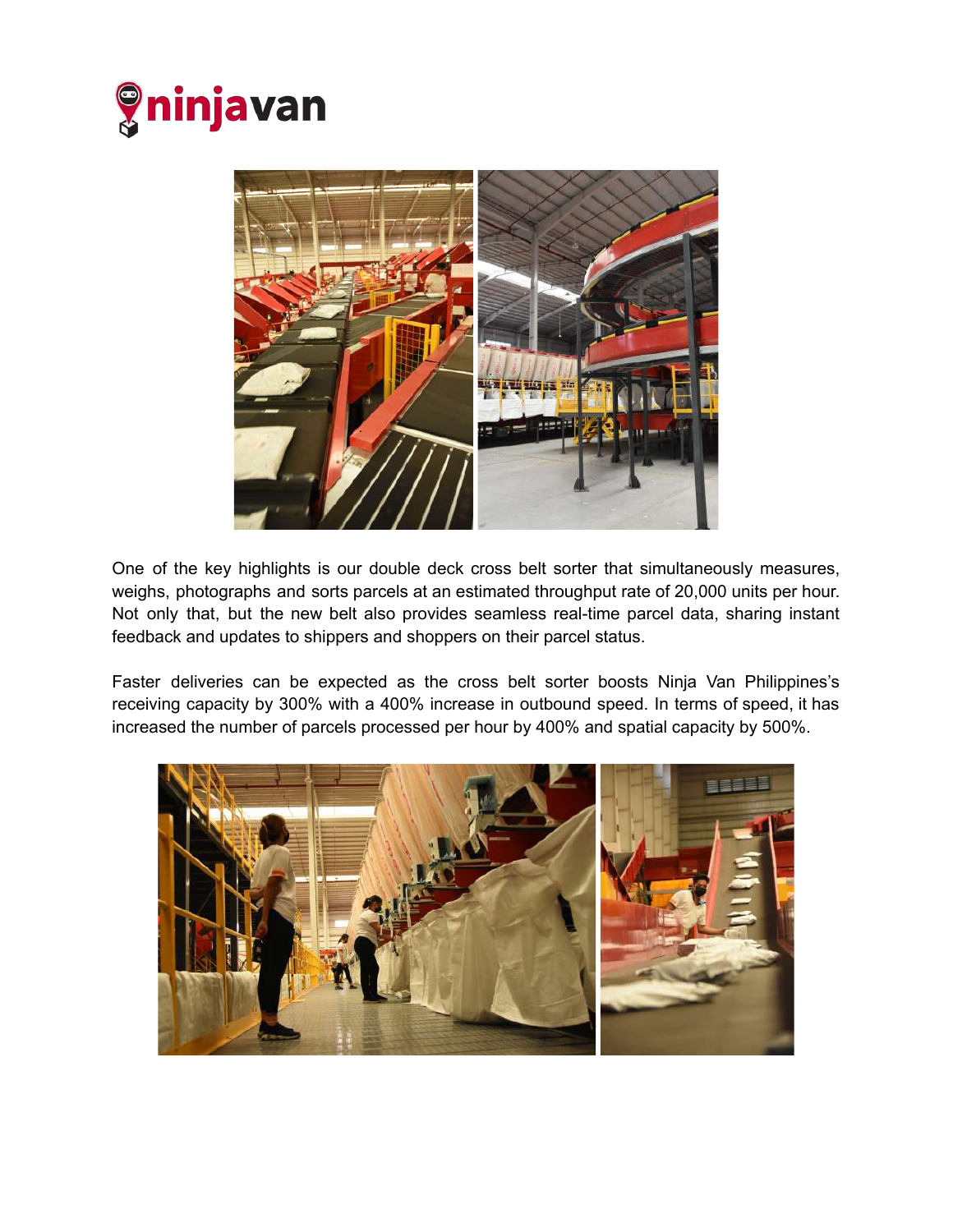One of the key highlights is our double deck cross belt sorter that simultaneously measures, weighs, photographs and sorts parcels at an estimated throughput rate of 20,000 units per hour. Not only that, but the new belt also provides seamless real-time parcel data, sharing instant feedback and updates to shippers and shoppers on their parcel status.

Faster deliveries can be expected as the cross belt sorter boosts Ninja Van Philippines's receiving capacity by 300% with a 400% increase in outbound speed. In terms of speed, it has increased the number of parcels processed per hour by 400% and spatial capacity by 500%.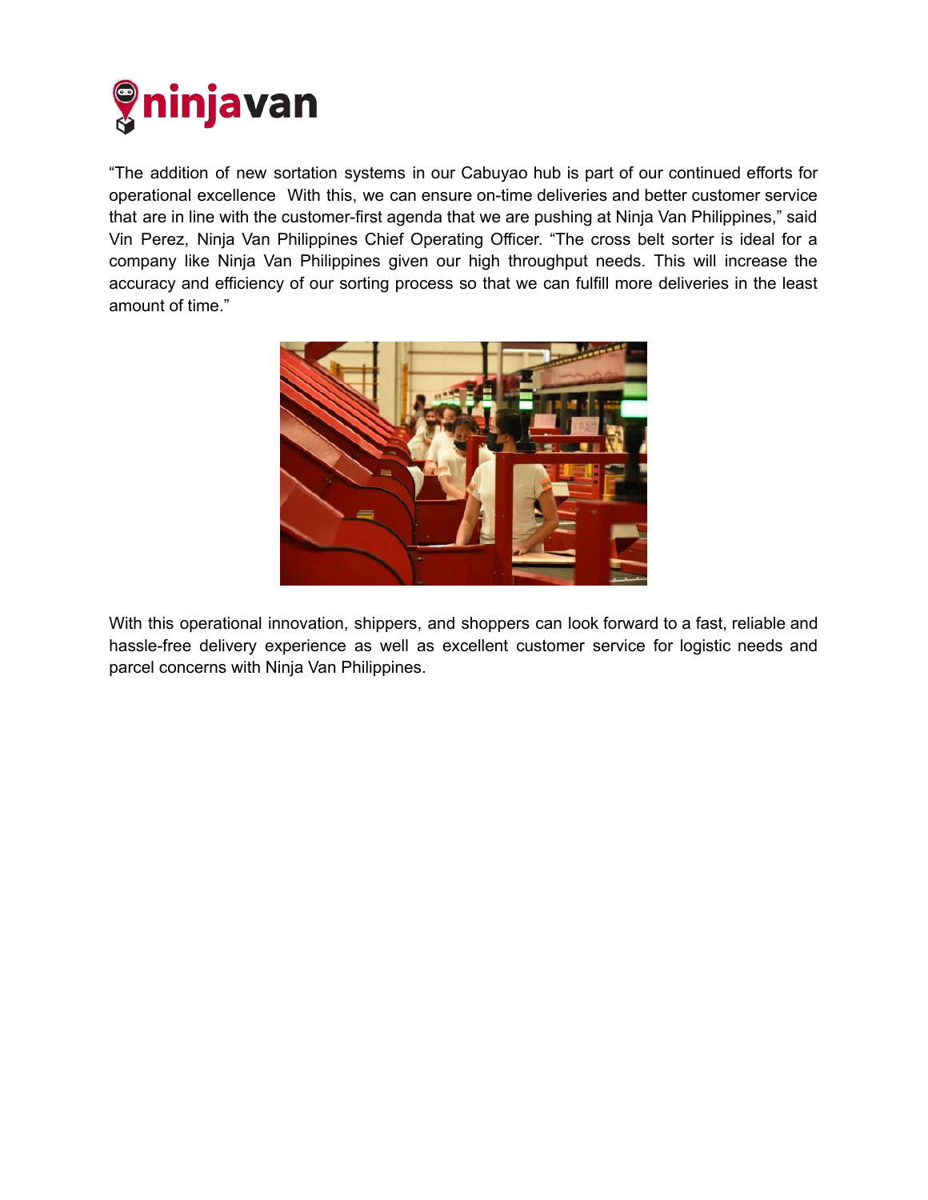"The addition of new sortation systems in our Cabuyao hub is part of our continued efforts for operational excellence  With this, we can ensure on-time deliveries and better customer service that are in line with the customer-first agenda that we are pushing at Ninja Van Philippines," said Vin Perez, Ninja Van Philippines Chief Operating Officer. "The cross belt sorter is ideal for a company like Ninja Van Philippines given our high throughput needs. This will increase the accuracy and efficiency of our sorting process so that we can fulfill more deliveries in the least amount of time."

With this operational innovation, shippers, and shoppers can look forward to a fast, reliable and hassle-free delivery experience as well as excellent customer service for logistic needs and parcel concerns with Ninja Van Philippines.